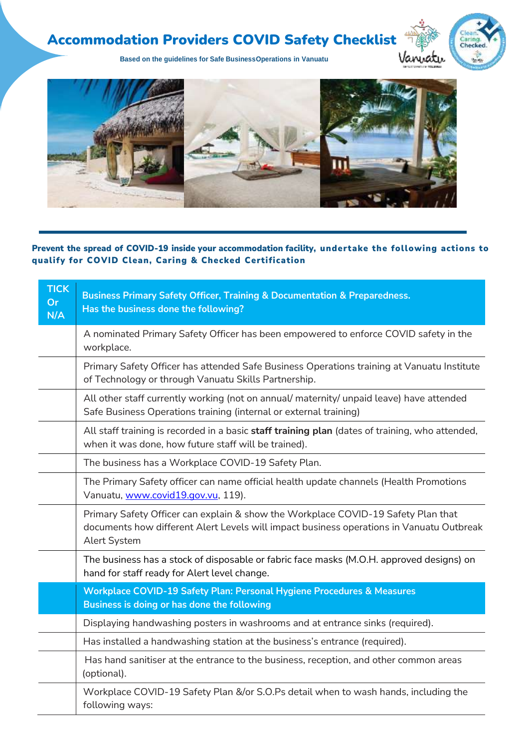# Accommodation Providers COVID Safety Checklist

**Based on the guidelines for Safe Business Operations in Vanuatu**

**Prevent the spread of COVID-19 inside your accommodation facility, undertake the following actions to qualify for COVID Clean, Caring & Checked Certification**

| TICK Or N/A | Business Primary Safety Officer, Training & Documentation & Preparedness. Has the business done the following? |
|---|---|
| | A nominated Primary Safety Officer has been empowered to enforce COVID safety in the workplace. |
| | Primary Safety Officer has attended Safe Business Operations training at Vanuatu Institute of Technology or through Vanuatu Skills Partnership. |
| | All other staff currently working (not on annual/ maternity/ unpaid leave) have attended Safe Business Operations training (internal or external training) |
| | All staff training is recorded in a basic **staff training plan** (dates of training, who attended, when it was done, how future staff will be trained). |
| | The business has a Workplace COVID-19 Safety Plan. |
| | The Primary Safety officer can name official health update channels (Health Promotions Vanuatu, www.covid19.gov.vu, 119). |
| | Primary Safety Officer can explain & show the Workplace COVID-19 Safety Plan that documents how different Alert Levels will impact business operations in Vanuatu Outbreak Alert System |
| | The business has a stock of disposable or fabric face masks (M.O.H. approved designs) on hand for staff ready for Alert level change. |
| | **Workplace COVID-19 Safety Plan: Personal Hygiene Procedures & Measures Business is doing or has done the following** |
| | Displaying handwashing posters in washrooms and at entrance sinks (required). |
| | Has installed a handwashing station at the business's entrance (required). |
| | Has hand sanitiser at the entrance to the business, reception, and other common areas (optional). |
| | Workplace COVID-19 Safety Plan &/or S.O.Ps detail when to wash hands, including the following ways: |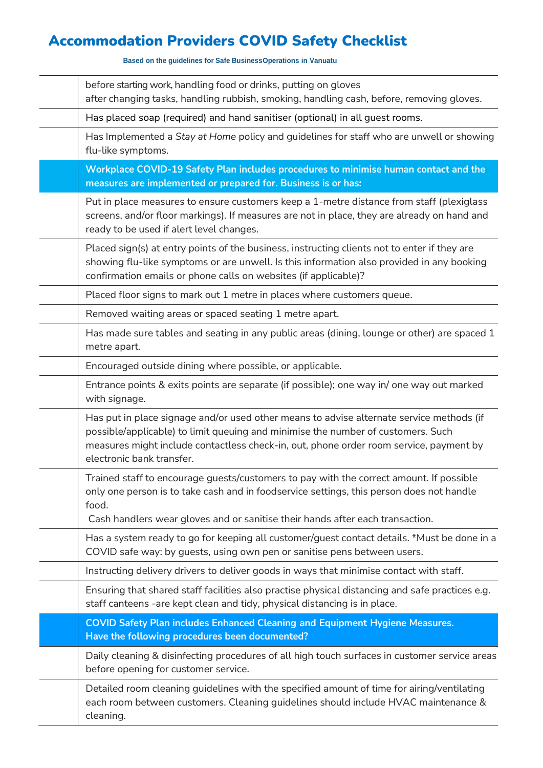# Accommodation Providers COVID Safety Checklist

**Based on the guidelines for Safe BusinessOperations in Vanuatu**

| | |
|---|---|
| | before starting work, handling food or drinks, putting on gloves<br>after changing tasks, handling rubbish, smoking, handling cash, before, removing gloves. |
| | Has placed soap (required) and hand sanitiser (optional) in all guest rooms. |
| | Has Implemented a *Stay at Home* policy and guidelines for staff who are unwell or showing flu-like symptoms. |
| | **Workplace COVID-19 Safety Plan includes procedures to minimise human contact and the measures are implemented or prepared for. Business is or has:** |
| | Put in place measures to ensure customers keep a 1-metre distance from staff (plexiglass screens, and/or floor markings). If measures are not in place, they are already on hand and ready to be used if alert level changes. |
| | Placed sign(s) at entry points of the business, instructing clients not to enter if they are showing flu-like symptoms or are unwell. Is this information also provided in any booking confirmation emails or phone calls on websites (if applicable)? |
| | Placed floor signs to mark out 1 metre in places where customers queue. |
| | Removed waiting areas or spaced seating 1 metre apart. |
| | Has made sure tables and seating in any public areas (dining, lounge or other) are spaced 1 metre apart. |
| | Encouraged outside dining where possible, or applicable. |
| | Entrance points & exits points are separate (if possible); one way in/ one way out marked with signage. |
| | Has put in place signage and/or used other means to advise alternate service methods (if possible/applicable) to limit queuing and minimise the number of customers. Such measures might include contactless check-in, out, phone order room service, payment by electronic bank transfer. |
| | Trained staff to encourage guests/customers to pay with the correct amount. If possible only one person is to take cash and in foodservice settings, this person does not handle food.<br>Cash handlers wear gloves and or sanitise their hands after each transaction. |
| | Has a system ready to go for keeping all customer/guest contact details. *Must be done in a COVID safe way: by guests, using own pen or sanitise pens between users. |
| | Instructing delivery drivers to deliver goods in ways that minimise contact with staff. |
| | Ensuring that shared staff facilities also practise physical distancing and safe practices e.g. staff canteens -are kept clean and tidy, physical distancing is in place. |
| | **COVID Safety Plan includes Enhanced Cleaning and Equipment Hygiene Measures.<br>Have the following procedures been documented?** |
| | Daily cleaning & disinfecting procedures of all high touch surfaces in customer service areas before opening for customer service. |
| | Detailed room cleaning guidelines with the specified amount of time for airing/ventilating each room between customers. Cleaning guidelines should include HVAC maintenance & cleaning. |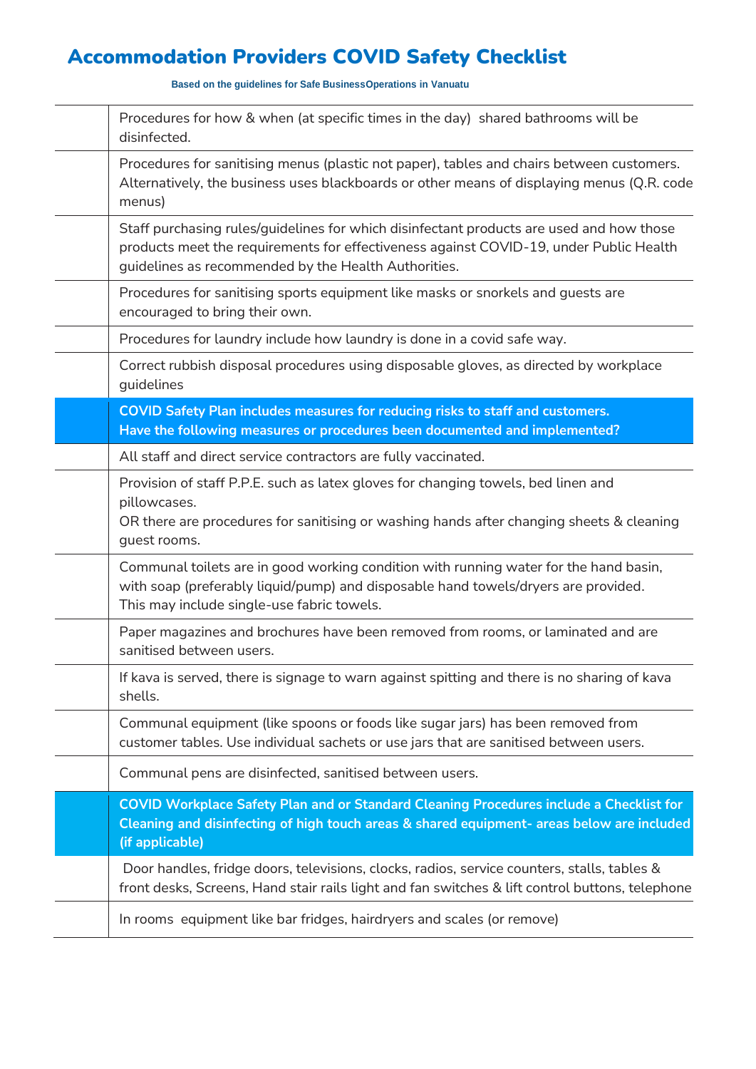# Accommodation Providers COVID Safety Checklist

Based on the guidelines for Safe BusinessOperations in Vanuatu

| | |
|---|---|
| | Procedures for how & when (at specific times in the day) shared bathrooms will be disinfected. |
| | Procedures for sanitising menus (plastic not paper), tables and chairs between customers. Alternatively, the business uses blackboards or other means of displaying menus (Q.R. code menus) |
| | Staff purchasing rules/guidelines for which disinfectant products are used and how those products meet the requirements for effectiveness against COVID-19, under Public Health guidelines as recommended by the Health Authorities. |
| | Procedures for sanitising sports equipment like masks or snorkels and guests are encouraged to bring their own. |
| | Procedures for laundry include how laundry is done in a covid safe way. |
| | Correct rubbish disposal procedures using disposable gloves, as directed by workplace guidelines |
| | **COVID Safety Plan includes measures for reducing risks to staff and customers. Have the following measures or procedures been documented and implemented?** |
| | All staff and direct service contractors are fully vaccinated. |
| | Provision of staff P.P.E. such as latex gloves for changing towels, bed linen and pillowcases. OR there are procedures for sanitising or washing hands after changing sheets & cleaning guest rooms. |
| | Communal toilets are in good working condition with running water for the hand basin, with soap (preferably liquid/pump) and disposable hand towels/dryers are provided. This may include single-use fabric towels. |
| | Paper magazines and brochures have been removed from rooms, or laminated and are sanitised between users. |
| | If kava is served, there is signage to warn against spitting and there is no sharing of kava shells. |
| | Communal equipment (like spoons or foods like sugar jars) has been removed from customer tables. Use individual sachets or use jars that are sanitised between users. |
| | Communal pens are disinfected, sanitised between users. |
| | **COVID Workplace Safety Plan and or Standard Cleaning Procedures include a Checklist for Cleaning and disinfecting of high touch areas & shared equipment- areas below are included (if applicable)** |
| | Door handles, fridge doors, televisions, clocks, radios, service counters, stalls, tables & front desks, Screens, Hand stair rails light and fan switches & lift control buttons, telephone |
| | In rooms equipment like bar fridges, hairdryers and scales (or remove) |